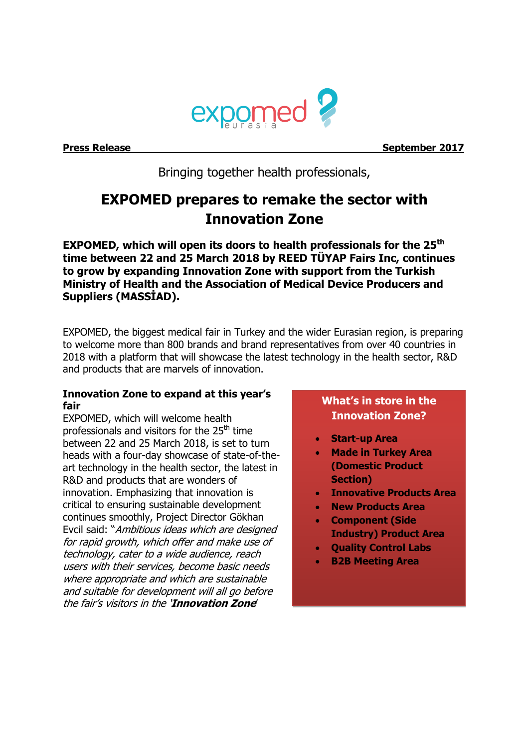**Press Release** **September 2017**

Bringing together health professionals,

# EXPOMED prepares to remake the sector with Innovation Zone

**EXPOMED, which will open its doors to health professionals for the 25th time between 22 and 25 March 2018 by REED TÜYAP Fairs Inc, continues to grow by expanding Innovation Zone with support from the Turkish Ministry of Health and the Association of Medical Device Producers and Suppliers (MASSİAD).**

EXPOMED, the biggest medical fair in Turkey and the wider Eurasian region, is preparing to welcome more than 800 brands and brand representatives from over 40 countries in 2018 with a platform that will showcase the latest technology in the health sector, R&D and products that are marvels of innovation.

### Innovation Zone to expand at this year's fair

EXPOMED, which will welcome health professionals and visitors for the 25th time between 22 and 25 March 2018, is set to turn heads with a four-day showcase of state-of-the-art technology in the health sector, the latest in R&D and products that are wonders of innovation. Emphasizing that innovation is critical to ensuring sustainable development continues smoothly, Project Director Gökhan Evcil said: "*Ambitious ideas which are designed for rapid growth, which offer and make use of technology, cater to a wide audience, reach users with their services, become basic needs where appropriate and which are sustainable and suitable for development will all go before the fair's visitors in the '**Innovation Zone**'*

**What's in store in the Innovation Zone?**

- **Start-up Area**
- **Made in Turkey Area (Domestic Product Section)**
- **Innovative Products Area**
- **New Products Area**
- **Component (Side Industry) Product Area**
- **Quality Control Labs**
- **B2B Meeting Area**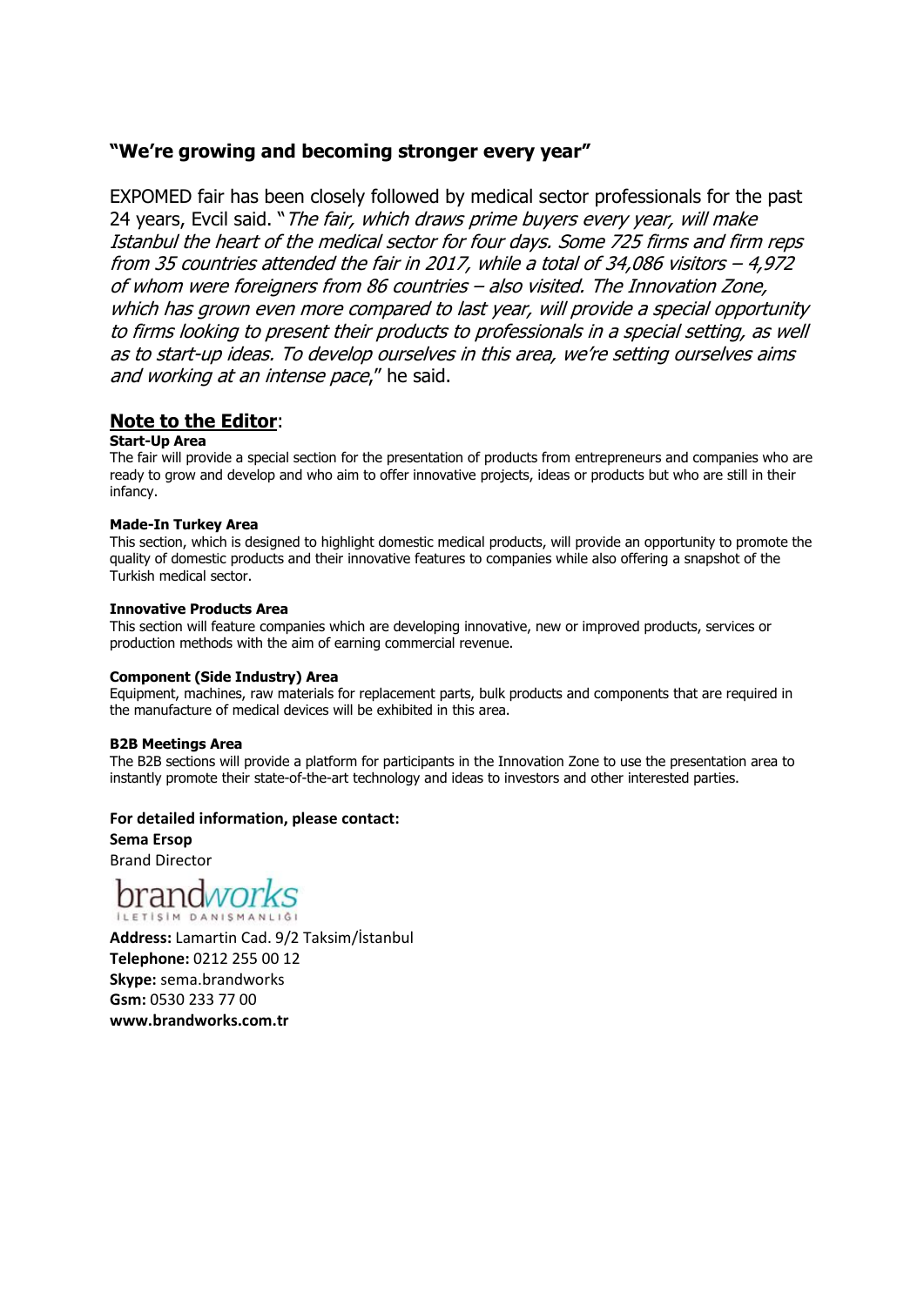## "We're growing and becoming stronger every year"

EXPOMED fair has been closely followed by medical sector professionals for the past 24 years, Evcil said. "*The fair, which draws prime buyers every year, will make Istanbul the heart of the medical sector for four days. Some 725 firms and firm reps from 35 countries attended the fair in 2017, while a total of 34,086 visitors – 4,972 of whom were foreigners from 86 countries – also visited. The Innovation Zone, which has grown even more compared to last year, will provide a special opportunity to firms looking to present their products to professionals in a special setting, as well as to start-up ideas. To develop ourselves in this area, we're setting ourselves aims and working at an intense pace*," he said.

## Note to the Editor:

**Start-Up Area**
The fair will provide a special section for the presentation of products from entrepreneurs and companies who are ready to grow and develop and who aim to offer innovative projects, ideas or products but who are still in their infancy.

**Made-In Turkey Area**
This section, which is designed to highlight domestic medical products, will provide an opportunity to promote the quality of domestic products and their innovative features to companies while also offering a snapshot of the Turkish medical sector.

**Innovative Products Area**
This section will feature companies which are developing innovative, new or improved products, services or production methods with the aim of earning commercial revenue.

**Component (Side Industry) Area**
Equipment, machines, raw materials for replacement parts, bulk products and components that are required in the manufacture of medical devices will be exhibited in this area.

**B2B Meetings Area**
The B2B sections will provide a platform for participants in the Innovation Zone to use the presentation area to instantly promote their state-of-the-art technology and ideas to investors and other interested parties.

**For detailed information, please contact:**
**Sema Ersop**
Brand Director

brandworks
İLETİŞİM DANIŞMANLIĞI

**Address:** Lamartin Cad. 9/2 Taksim/İstanbul
**Telephone:** 0212 255 00 12
**Skype:** sema.brandworks
**Gsm:** 0530 233 77 00
**www.brandworks.com.tr**